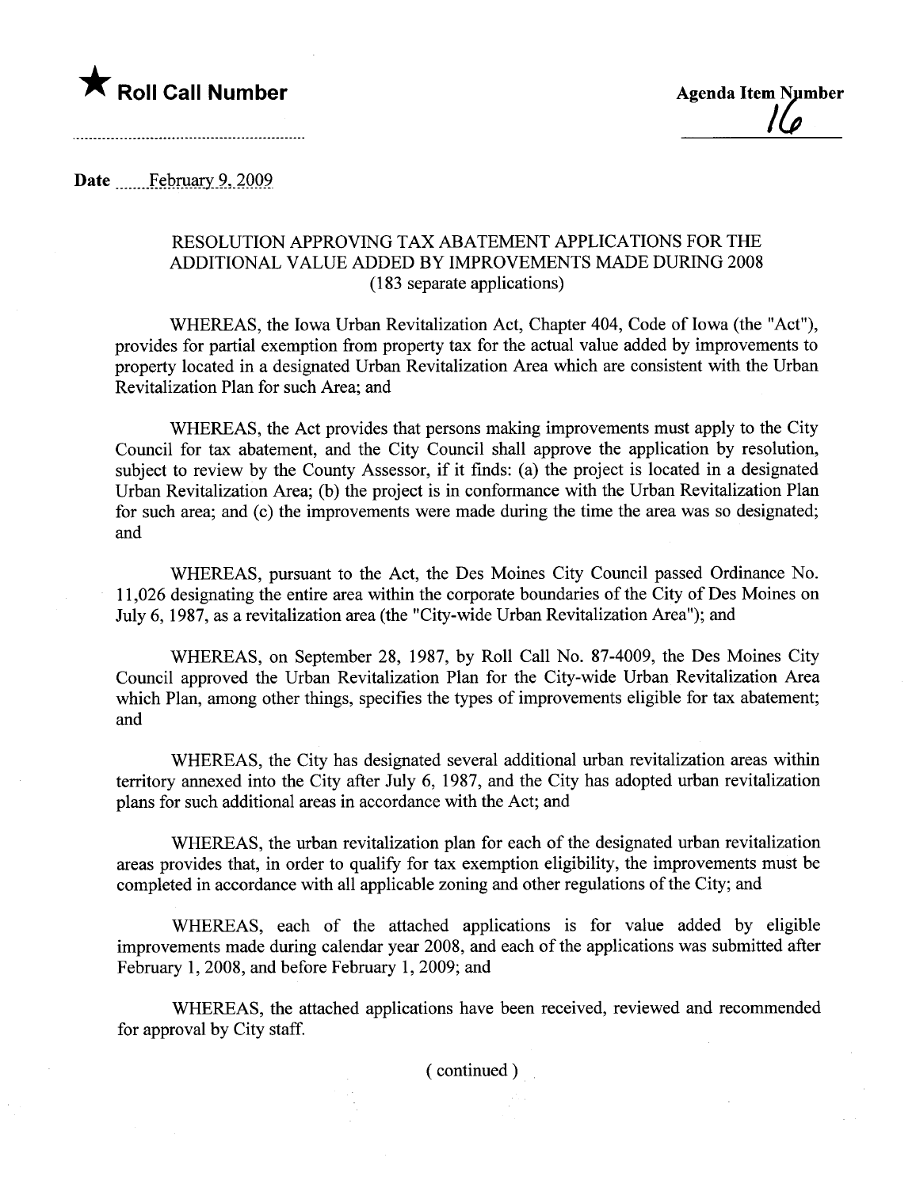★ **Roll Call Number**

**Agenda Item Number**

16

**Date** February 9, 2009

RESOLUTION APPROVING TAX ABATEMENT APPLICATIONS FOR THE ADDITIONAL VALUE ADDED BY IMPROVEMENTS MADE DURING 2008
(183 separate applications)

WHEREAS, the Iowa Urban Revitalization Act, Chapter 404, Code of Iowa (the "Act"), provides for partial exemption from property tax for the actual value added by improvements to property located in a designated Urban Revitalization Area which are consistent with the Urban Revitalization Plan for such Area; and

WHEREAS, the Act provides that persons making improvements must apply to the City Council for tax abatement, and the City Council shall approve the application by resolution, subject to review by the County Assessor, if it finds: (a) the project is located in a designated Urban Revitalization Area; (b) the project is in conformance with the Urban Revitalization Plan for such area; and (c) the improvements were made during the time the area was so designated; and

WHEREAS, pursuant to the Act, the Des Moines City Council passed Ordinance No. 11,026 designating the entire area within the corporate boundaries of the City of Des Moines on July 6, 1987, as a revitalization area (the "City-wide Urban Revitalization Area"); and

WHEREAS, on September 28, 1987, by Roll Call No. 87-4009, the Des Moines City Council approved the Urban Revitalization Plan for the City-wide Urban Revitalization Area which Plan, among other things, specifies the types of improvements eligible for tax abatement; and

WHEREAS, the City has designated several additional urban revitalization areas within territory annexed into the City after July 6, 1987, and the City has adopted urban revitalization plans for such additional areas in accordance with the Act; and

WHEREAS, the urban revitalization plan for each of the designated urban revitalization areas provides that, in order to qualify for tax exemption eligibility, the improvements must be completed in accordance with all applicable zoning and other regulations of the City; and

WHEREAS, each of the attached applications is for value added by eligible improvements made during calendar year 2008, and each of the applications was submitted after February 1, 2008, and before February 1, 2009; and

WHEREAS, the attached applications have been received, reviewed and recommended for approval by City staff.

( continued )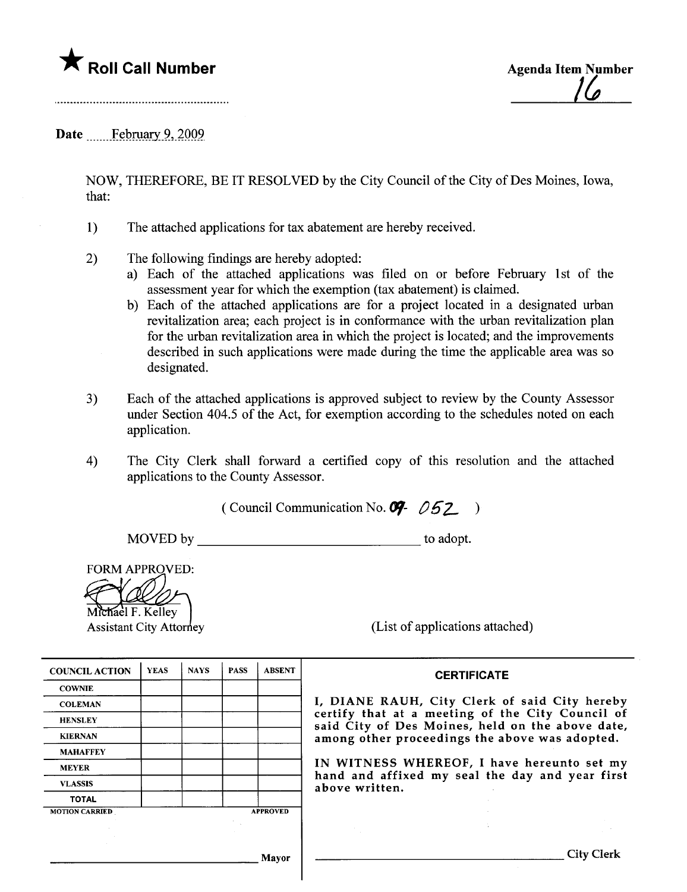★ **Roll Call Number**

Agenda Item Number

16

Date February 9, 2009

NOW, THEREFORE, BE IT RESOLVED by the City Council of the City of Des Moines, Iowa, that:

1) The attached applications for tax abatement are hereby received.

2) The following findings are hereby adopted:
   a) Each of the attached applications was filed on or before February 1st of the assessment year for which the exemption (tax abatement) is claimed.
   b) Each of the attached applications are for a project located in a designated urban revitalization area; each project is in conformance with the urban revitalization plan for the urban revitalization area in which the project is located; and the improvements described in such applications were made during the time the applicable area was so designated.

3) Each of the attached applications is approved subject to review by the County Assessor under Section 404.5 of the Act, for exemption according to the schedules noted on each application.

4) The City Clerk shall forward a certified copy of this resolution and the attached applications to the County Assessor.

( Council Communication No. 09- 052 )

MOVED by ______________________________ to adopt.

FORM APPROVED:

Michael F. Kelley
Assistant City Attorney

(List of applications attached)

| COUNCIL ACTION | YEAS | NAYS | PASS | ABSENT |
|---|---|---|---|---|
| COWNIE | | | | |
| COLEMAN | | | | |
| HENSLEY | | | | |
| KIERNAN | | | | |
| MAHAFFEY | | | | |
| MEYER | | | | |
| VLASSIS | | | | |
| TOTAL | | | | |

MOTION CARRIED APPROVED

______________________________ Mayor

**CERTIFICATE**

I, DIANE RAUH, City Clerk of said City hereby certify that at a meeting of the City Council of said City of Des Moines, held on the above date, among other proceedings the above was adopted.

IN WITNESS WHEREOF, I have hereunto set my hand and affixed my seal the day and year first above written.

______________________________ City Clerk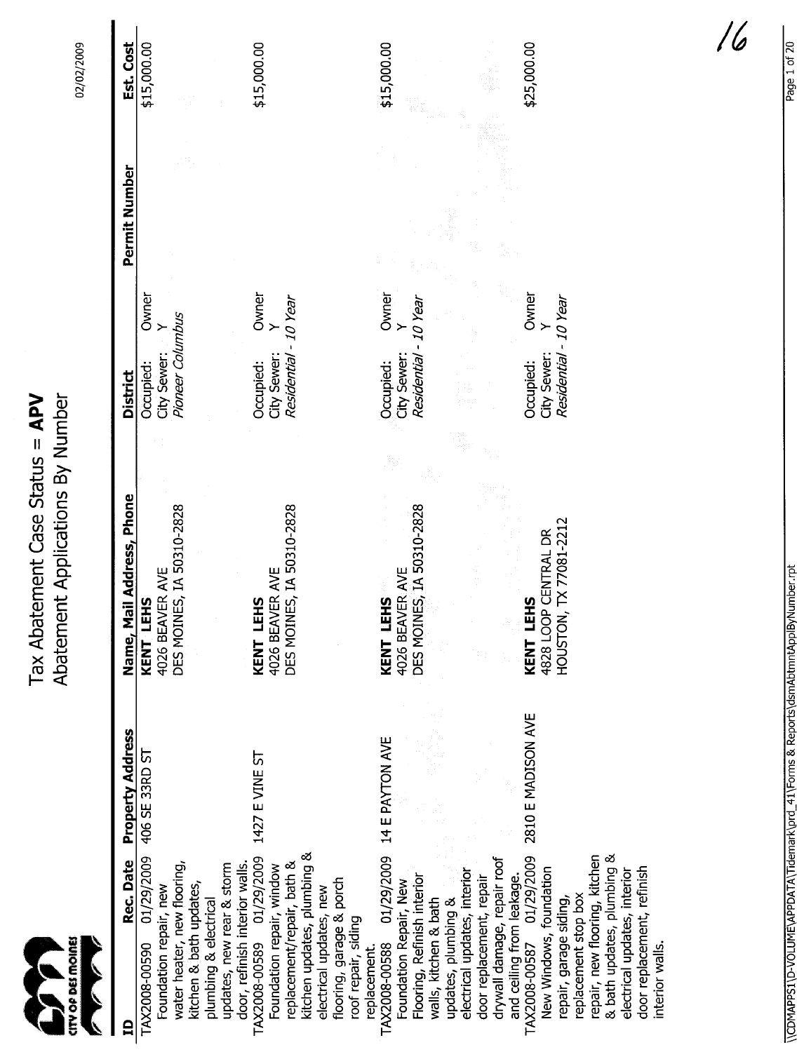# Tax Abatement Case Status = APV

## Abatement Applications By Number

02/02/2009

| ID | Rec. Date | Property Address | Name, Mail Address, Phone | District | Permit Number | Est. Cost |
|---|---|---|---|---|---|---|
| TAX2008-00590 Foundation repair, new water heater, new flooring, kitchen & bath updates, plumbing & electrical updates, new rear & storm door, refinish interior walls. | 01/29/2009 | 406 SE 33RD ST | **KENT LEHS** 4026 BEAVER AVE DES MOINES, IA 50310-2828 | Occupied: Owner City Sewer: Y *Pioneer Columbus* | | $15,000.00 |
| TAX2008-00589 Foundation repair, window replacement/repair, bath & kitchen updates, plumbing & electrical updates, new flooring, garage & porch roof repair, siding replacement. | 01/29/2009 | 1427 E VINE ST | **KENT LEHS** 4026 BEAVER AVE DES MOINES, IA 50310-2828 | Occupied: Owner City Sewer: Y *Residential - 10 Year* | | $15,000.00 |
| TAX2008-00588 Foundation Repair, New Flooring, Refinish interior walls, kitchen & bath updates, plumbing & electrical updates, interior door replacement, repair drywall damage, repair roof and ceiling from leakage. | 01/29/2009 | 14 E PAYTON AVE | **KENT LEHS** 4026 BEAVER AVE DES MOINES, IA 50310-2828 | Occupied: Owner City Sewer: Y *Residential - 10 Year* | | $15,000.00 |
| TAX2008-00587 New Windows, foundation repair, garage siding, replacement stop box repair, new flooring, kitchen & bath updates, plumbing & electrical updates, interior door replacement, refinish interior walls. | 01/29/2009 | 2810 E MADISON AVE | **KENT LEHS** 4828 LOOP CENTRAL DR HOUSTON, TX 77081-2212 | Occupied: Owner City Sewer: Y *Residential - 10 Year* | | $25,000.00 |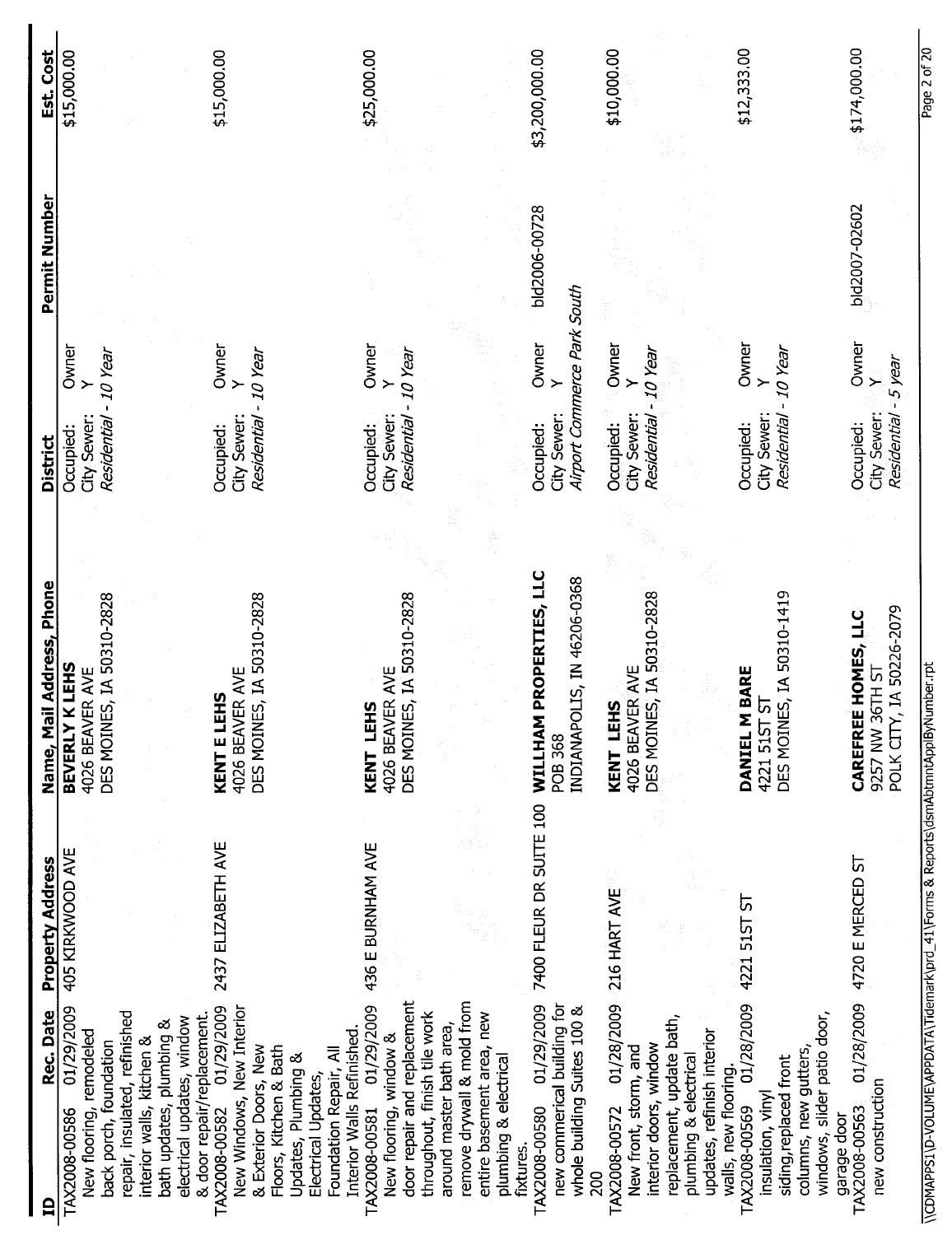| ID | Rec. Date | Property Address | Name, Mail Address, Phone | District | | Permit Number | Est. Cost |
|---|---|---|---|---|---|---|---|
| TAX2008-00586 New flooring, remodeled back porch, foundation repair, insulated, refinished interior walls, kitchen & bath updates, plumbing & electrical updates, window & door repair/replacement. | 01/29/2009 | 405 KIRKWOOD AVE | **BEVERLY K LEHS** 4026 BEAVER AVE DES MOINES, IA 50310-2828 | Occupied: Owner City Sewer: Y *Residential - 10 Year* | | | $15,000.00 |
| TAX2008-00582 New Windows, New Interior & Exterior Doors, New Floors, Kitchen & Bath Updates, Plumbing & Electrical Updates, Foundation Repair, All Interior Walls Refinished. | 01/29/2009 | 2437 ELIZABETH AVE | **KENT E LEHS** 4026 BEAVER AVE DES MOINES, IA 50310-2828 | Occupied: Owner City Sewer: Y *Residential - 10 Year* | | | $15,000.00 |
| TAX2008-00581 New flooring, window & door repair and replacement throughout, finish tile work around master bath area, remove drywall & mold from entire basement area, new plumbing & electrical fixtures. | 01/29/2009 | 436 E BURNHAM AVE | **KENT LEHS** 4026 BEAVER AVE DES MOINES, IA 50310-2828 | Occupied: Owner City Sewer: Y *Residential - 10 Year* | | | $25,000.00 |
| TAX2008-00580 new commerical building for whole building Suites 100 & 200 | 01/29/2009 | 7400 FLEUR DR SUITE 100 | **WILLHAM PROPERTIES, LLC** POB 368 INDIANAPOLIS, IN 46206-0368 | Occupied: Owner City Sewer: Y *Airport Commerce Park South* | | bld2006-00728 | $3,200,000.00 |
| TAX2008-00572 New front, storm, and interior doors, window replacement, update bath, plumbing & electrical updates, refinish interior walls, new flooring. | 01/28/2009 | 216 HART AVE | **KENT LEHS** 4026 BEAVER AVE DES MOINES, IA 50310-2828 | Occupied: Owner City Sewer: Y *Residential - 10 Year* | | | $10,000.00 |
| TAX2008-00569 insulation, vinyl siding,replaced front columns, new gutters, windows, slider patio door, garage door | 01/28/2009 | 4221 51ST ST | **DANIEL M BARE** 4221 51ST ST DES MOINES, IA 50310-1419 | Occupied: Owner City Sewer: Y *Residential - 10 Year* | | | $12,333.00 |
| TAX2008-00563 new construction | 01/28/2009 | 4720 E MERCED ST | **CAREFREE HOMES, LLC** 9257 NW 36TH ST POLK CITY, IA 50226-2079 | Occupied: Owner City Sewer: Y *Residential - 5 year* | | bld2007-02602 | $174,000.00 |

\\CDMAPPS1\D-VOLUME\APPDATA\Tidemark\prd_41\Forms & Reports\dsmAbtmntApplByNumber.rpt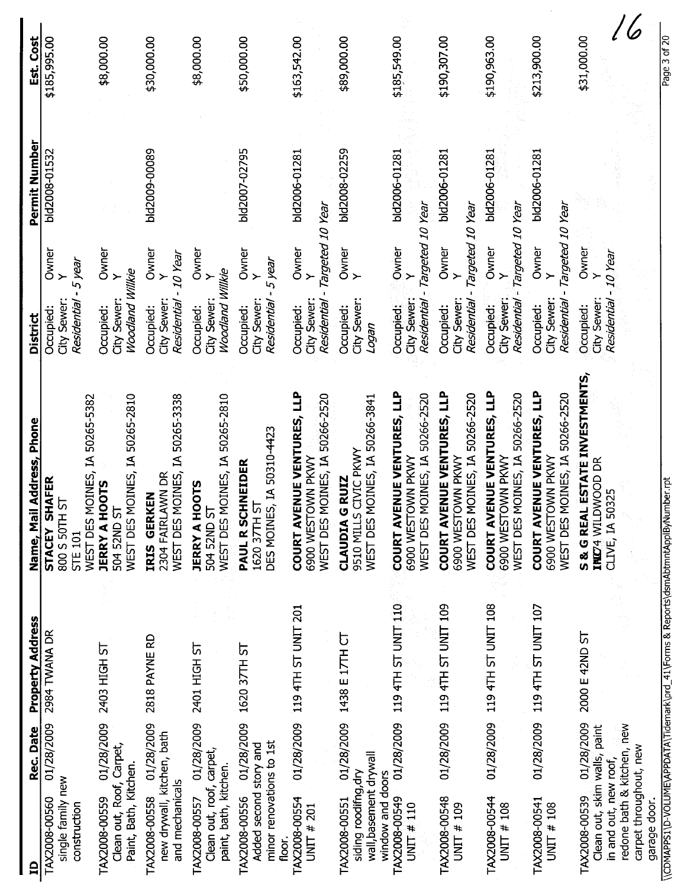| ID | Rec. Date | Property Address | Name, Mail Address, Phone | District | | Permit Number | Est. Cost |
|---|---|---|---|---|---|---|---|
| TAX2008-00560 single family new construction | 01/28/2009 | 2984 TWANA DR | **STACEY SHAFER** 800 S 50TH ST STE 101 WEST DES MOINES, IA 50265-5382 | Occupied: City Sewer: *Residential - 5 year* | Owner Y | bld2008-01532 | $185,995.00 |
| TAX2008-00559 Clean out, Roof, Carpet, Paint, Bath, Kitchen. | 01/28/2009 | 2403 HIGH ST | **JERRY A HOOTS** 504 52ND ST WEST DES MOINES, IA 50265-2810 | Occupied: City Sewer: *Woodland Willkie* | Owner Y | | $8,000.00 |
| TAX2008-00558 new drywall, kitchen, bath and mechanicals | 01/28/2009 | 2818 PAYNE RD | **IRIS GERKEN** 2304 FAIRLAWN DR WEST DES MOINES, IA 50265-3338 | Occupied: City Sewer: *Residential - 10 Year* | Owner Y | bld2009-00089 | $30,000.00 |
| TAX2008-00557 Clean out, roof, carpet, paint, bath, kitchen. | 01/28/2009 | 2401 HIGH ST | **JERRY A HOOTS** 504 52ND ST WEST DES MOINES, IA 50265-2810 | Occupied: City Sewer: *Woodland Willkie* | Owner Y | | $8,000.00 |
| TAX2008-00556 Added second story and minor renovations to 1st floor. | 01/28/2009 | 1620 37TH ST | **PAUL R SCHNEIDER** 1620 37TH ST DES MOINES, IA 50310-4423 | Occupied: City Sewer: *Residential - 5 year* | Owner Y | bld2007-02795 | $50,000.00 |
| TAX2008-00554 UNIT # 201 | 01/28/2009 | 119 4TH ST UNIT 201 | **COURT AVENUE VENTURES, LLP** 6900 WESTOWN PKWY WEST DES MOINES, IA 50266-2520 | Occupied: City Sewer: *Residential - Targeted 10 Year* | Owner Y | bld2006-01281 | $163,542.00 |
| TAX2008-00551 siding roodifng,dry wall,basement drywall window and doors | 01/28/2009 | 1438 E 17TH CT | **CLAUDIA G RUIZ** 9510 MILLS CIVIC PKWY WEST DES MOINES, IA 50266-3841 | Occupied: City Sewer: *Logan* | Owner Y | bld2008-02259 | $89,000.00 |
| TAX2008-00549 UNIT # 110 | 01/28/2009 | 119 4TH ST UNIT 110 | **COURT AVENUE VENTURES, LLP** 6900 WESTOWN PKWY WEST DES MOINES, IA 50266-2520 | Occupied: City Sewer: *Residential - Targeted 10 Year* | Owner Y | bld2006-01281 | $185,549.00 |
| TAX2008-00548 UNIT # 109 | 01/28/2009 | 119 4TH ST UNIT 109 | **COURT AVENUE VENTURES, LLP** 6900 WESTOWN PKWY WEST DES MOINES, IA 50266-2520 | Occupied: City Sewer: *Residential - Targeted 10 Year* | Owner Y | bld2006-01281 | $190,307.00 |
| TAX2008-00544 UNIT # 108 | 01/28/2009 | 119 4TH ST UNIT 108 | **COURT AVENUE VENTURES, LLP** 6900 WESTOWN PKWY WEST DES MOINES, IA 50266-2520 | Occupied: City Sewer: *Residential - Targeted 10 Year* | Owner Y | bld2006-01281 | $190,963.00 |
| TAX2008-00541 UNIT # 108 | 01/28/2009 | 119 4TH ST UNIT 107 | **COURT AVENUE VENTURES, LLP** 6900 WESTOWN PKWY WEST DES MOINES, IA 50266-2520 | Occupied: City Sewer: *Residential - Targeted 10 Year* | Owner Y | bld2006-01281 | $213,900.00 |
| TAX2008-00539 Clean out, skim walls, paint in and out, new roof, redone bath & kitchen, new carpet throughout, new garage door. | 01/28/2009 | 2000 E 42ND ST | **S & G REAL ESTATE INVESTMENTS, INC** 1074 WILDWOOD DR CLIVE, IA 50325 | Occupied: City Sewer: *Residential - 10 Year* | Owner Y | | $31,000.00 |

16

\\CDMAPPS1\D-VOLUME\APPDATA\Tidemark\prd_41\Forms & Reports\dsmAbtmntApplByNumber.rpt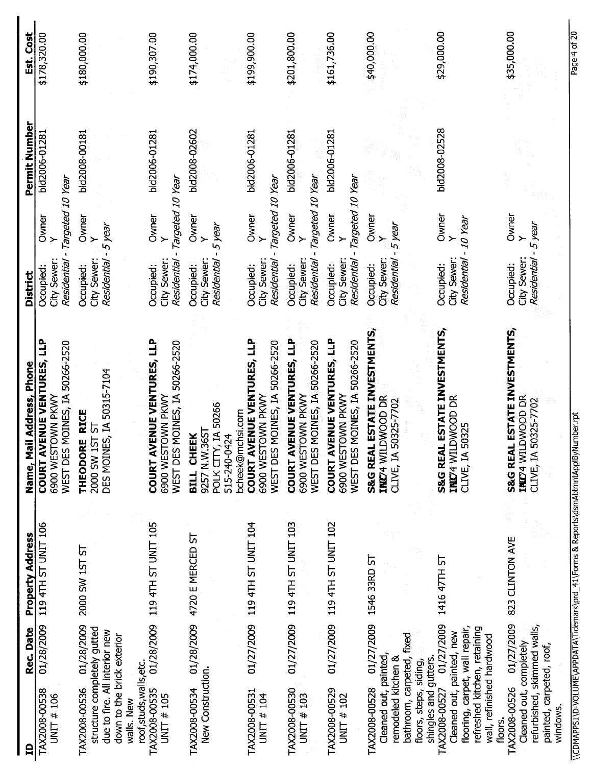| ID | Rec. Date | Property Address | Name, Mail Address, Phone | District | | Permit Number | Est. Cost |
|---|---|---|---|---|---|---|---|
| TAX2008-00538 UNIT # 106 | 01/28/2009 | 119 4TH ST UNIT 106 | **COURT AVENUE VENTURES, LLP** 6900 WESTOWN PKWY WEST DES MOINES, IA 50266-2520 | Occupied: City Sewer: *Residential - Targeted 10 Year* | Owner Y | bld2006-01281 | $178,320.00 |
| TAX2008-00536 structure completely gutted due to fire. All interior new down to the brick exterior walls. New roof,studs,walls,etc. | 01/28/2009 | 2000 SW 1ST ST | **THEODORE RICE** 2000 SW 1ST ST DES MOINES, IA 50315-7104 | Occupied: City Sewer: *Residential - 5 year* | Owner Y | bld2008-00181 | $180,000.00 |
| TAX2008-00535 UNIT # 105 | 01/28/2009 | 119 4TH ST UNIT 105 | **COURT AVENUE VENTURES, LLP** 6900 WESTOWN PKWY WEST DES MOINES, IA 50266-2520 | Occupied: City Sewer: *Residential - Targeted 10 Year* | Owner Y | bld2006-01281 | $190,307.00 |
| TAX2008-00534 New Construction. | 01/28/2009 | 4720 E MERCED ST | **BILL CHEEK** 9257 N.W.36ST POLK CITY, IA 50266 515-240-0424 bcheek@mchsi.com | Occupied: City Sewer: *Residential - 5 year* | Owner Y | bld2008-02602 | $174,000.00 |
| TAX2008-00531 UNIT # 104 | 01/27/2009 | 119 4TH ST UNIT 104 | **COURT AVENUE VENTURES, LLP** 6900 WESTOWN PKWY WEST DES MOINES, IA 50266-2520 | Occupied: City Sewer: *Residential - Targeted 10 Year* | Owner Y | bld2006-01281 | $199,900.00 |
| TAX2008-00530 UNIT # 103 | 01/27/2009 | 119 4TH ST UNIT 103 | **COURT AVENUE VENTURES, LLP** 6900 WESTOWN PKWY WEST DES MOINES, IA 50266-2520 | Occupied: City Sewer: *Residential - Targeted 10 Year* | Owner Y | bld2006-01281 | $201,800.00 |
| TAX2008-00529 UNIT # 102 | 01/27/2009 | 119 4TH ST UNIT 102 | **COURT AVENUE VENTURES, LLP** 6900 WESTOWN PKWY WEST DES MOINES, IA 50266-2520 | Occupied: City Sewer: *Residential - Targeted 10 Year* | Owner Y | bld2006-01281 | $161,736.00 |
| TAX2008-00528 Cleaned out, painted, remodeled kitchen & bathroom, carpeted, fixed floors, steps, siding, shingles and gutters. | 01/27/2009 | 1546 33RD ST | **S&G REAL ESTATE INVESTMENTS, INC** 2074 WILDWOOD DR CLIVE, IA 50325-7702 | Occupied: City Sewer: *Residential - 5 year* | Owner Y | | $40,000.00 |
| TAX2008-00527 Cleaned out, painted, new flooring, carpet, wall repair, refreshed kitchen, retaining wall, refinished hardwood floors. | 01/27/2009 | 1416 47TH ST | **S&G REAL ESTATE INVESTMENTS, INC** 2074 WILDWOOD DR CLIVE, IA 50325 | Occupied: City Sewer: *Residential - 10 Year* | Owner Y | bld2008-02528 | $29,000.00 |
| TAX2008-00526 Cleaned out, completely refurbished, skimmed walls, painted, carpeted, roof, windows. | 01/27/2009 | 823 CLINTON AVE | **S&G REAL ESTATE INVESTMENTS, INC** 2074 WILDWOOD DR CLIVE, IA 50325-7702 | Occupied: City Sewer: *Residential - 5 year* | Owner Y | | $35,000.00 |

\\CDMAPPS1\D-VOLUME\APPDATA\Tidemark\prd_41\Forms & Reports\dsmAbtmntApplByNumber.rpt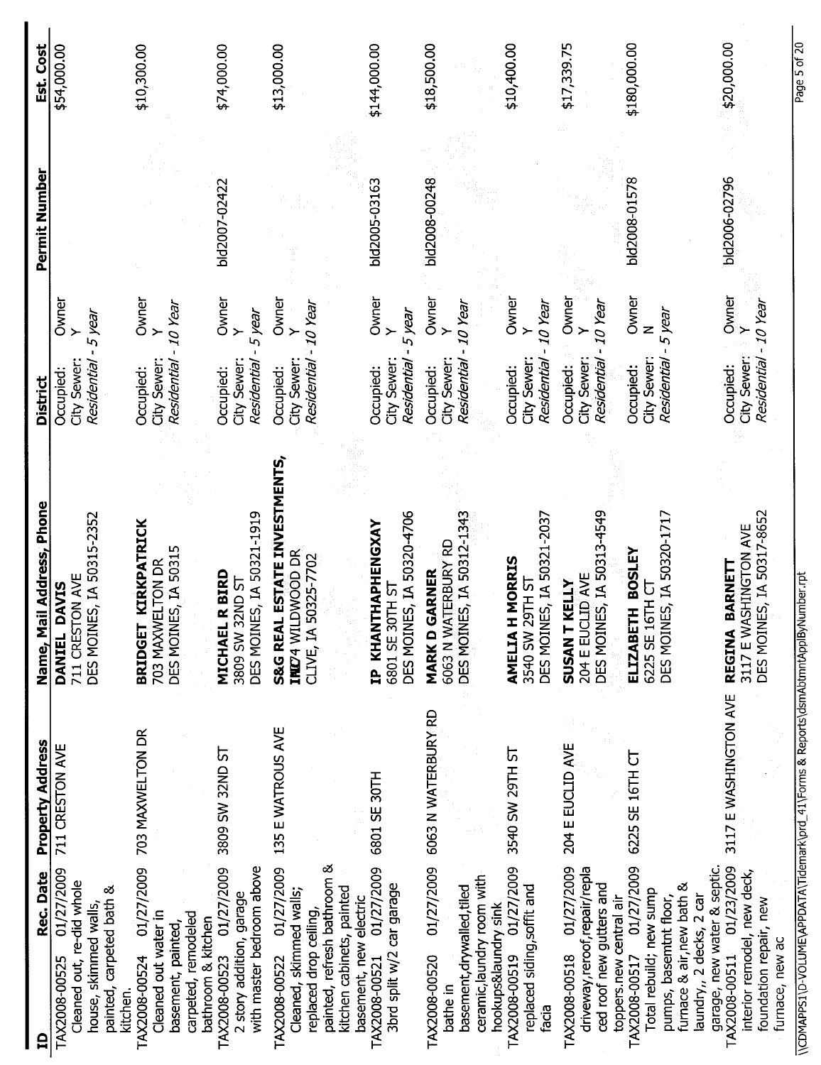| ID | Rec. Date | Property Address | Name, Mail Address, Phone | District | | Permit Number | Est. Cost |
|---|---|---|---|---|---|---|---|
| TAX2008-00525 Cleaned out, re-did whole house, skimmed walls, painted, carpeted bath & kitchen. | 01/27/2009 | 711 CRESTON AVE | **DANIEL DAVIS** 711 CRESTON AVE DES MOINES, IA 50315-2352 | Occupied: Owner City Sewer: Y *Residential - 5 year* | | | $54,000.00 |
| TAX2008-00524 Cleaned out water in basement, painted, carpeted, remodeled bathroom & kitchen | 01/27/2009 | 703 MAXWELTON DR | **BRIDGET KIRKPATRICK** 703 MAXWELTON DR DES MOINES, IA 50315 | Occupied: Owner City Sewer: Y *Residential - 10 Year* | | | $10,300.00 |
| TAX2008-00523 2 story addition, garage with master bedroom above | 01/27/2009 | 3809 SW 32ND ST | **MICHAEL R BIRD** 3809 SW 32ND ST DES MOINES, IA 50321-1919 | Occupied: Owner City Sewer: Y *Residential - 5 year* | | bld2007-02422 | $74,000.00 |
| TAX2008-00522 Cleaned, skimmed walls; replaced drop ceiling, painted, refresh bathroom & kitchen cabinets, painted basement, new electric | 01/27/2009 | 135 E WATROUS AVE | **S&G REAL ESTATE INVESTMENTS, INC** 74 WILDWOOD DR CLIVE, IA 50325-7702 | Occupied: Owner City Sewer: Y *Residential - 10 Year* | | | $13,000.00 |
| TAX2008-00521 3brd split w/2 car garage | 01/27/2009 | 6801 SE 30TH | **IP KHANTHAPHENGXAY** 6801 SE 30TH ST DES MOINES, IA 50320-4706 | Occupied: Owner City Sewer: Y *Residential - 5 year* | | bld2005-03163 | $144,000.00 |
| TAX2008-00520 bathe in basement,drywalled,tiled ceramic,laundry room with hookups&laundry sink | 01/27/2009 | 6063 N WATERBURY RD | **MARK D GARNER** 6063 N WATERBURY RD DES MOINES, IA 50312-1343 | Occupied: Owner City Sewer: Y *Residential - 10 Year* | | bld2008-00248 | $18,500.00 |
| TAX2008-00519 replaced siding,soffit and facia | 01/27/2009 | 3540 SW 29TH ST | **AMELIA H MORRIS** 3540 SW 29TH ST DES MOINES, IA 50321-2037 | Occupied: Owner City Sewer: Y *Residential - 10 Year* | | | $10,400.00 |
| TAX2008-00518 driveway,reroof,repair/replaced roof new gutters and toppers.new central air | 01/27/2009 | 204 E EUCLID AVE | **SUSAN T KELLY** 204 E EUCLID AVE DES MOINES, IA 50313-4549 | Occupied: Owner City Sewer: Y *Residential - 10 Year* | | | $17,339.75 |
| TAX2008-00517 Total rebuild; new sump pumps, basemtnt floor, furnace & air,new bath & laundry,, 2 decks, 2 car garage, new water & septic. | 01/27/2009 | 6225 SE 16TH CT | **ELIZABETH BOSLEY** 6225 SE 16TH CT DES MOINES, IA 50320-1717 | Occupied: Owner City Sewer: N *Residential - 5 year* | | bld2008-01578 | $180,000.00 |
| TAX2008-00511 interior remodel, new deck, foundation repair, new furnace, new ac | 01/23/2009 | 3117 E WASHINGTON AVE | **REGINA BARNETT** 3117 E WASHINGTON AVE DES MOINES, IA 50317-8652 | Occupied: Owner City Sewer: Y *Residential - 10 Year* | | bld2006-02796 | $20,000.00 |

\\CDMAPPS1\D-VOLUME\APPDATA\Tidemark\prd_41\Forms & Reports\dsmAbtmntApplByNumber.rpt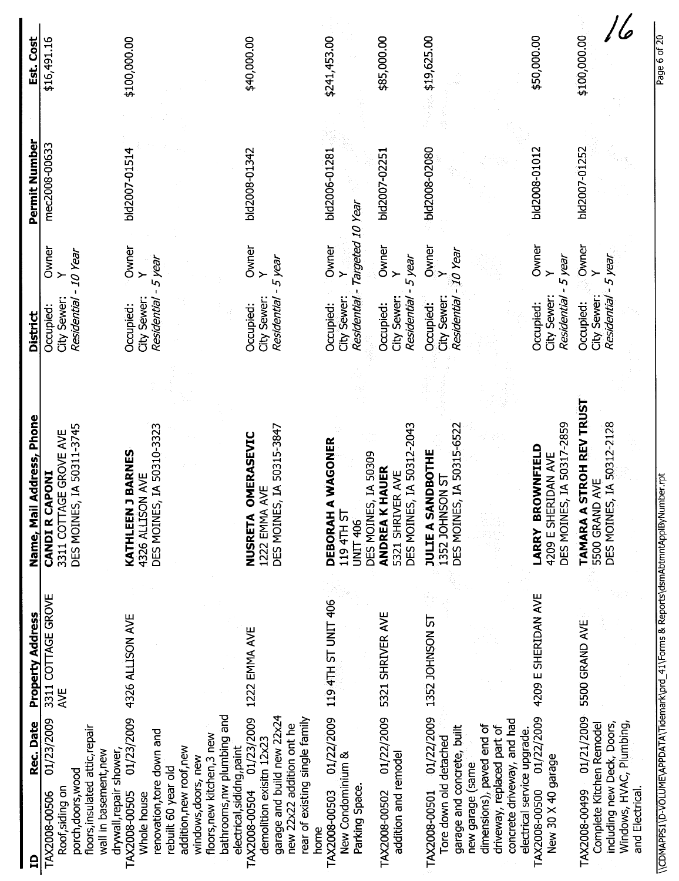| ID | Rec. Date | Property Address | Name, Mail Address, Phone | District | | Permit Number | Est. Cost |
|---|---|---|---|---|---|---|---|
| TAX2008-00506 Roof,siding on porch,doors,wood floors,insulated attic,repair wall in basement,new drywall,repair shower, | 01/23/2009 | 3311 COTTAGE GROVE AVE | **CANDI R CAPONI** 3311 COTTAGE GROVE AVE DES MOINES, IA 50311-3745 | Occupied: City Sewer: *Residential - 10 Year* | Owner Y | mec2008-00633 | $16,491.16 |
| TAX2008-00505 Whole house renovation,tore down and rebuilt 60 year old addition,new roof,new windows,doors, new floors,new kitchen,3 new bathrooms,nw plumbing and electrical,sididng,paint | 01/23/2009 | 4326 ALLISON AVE | **KATHLEEN J BARNES** 4326 ALLISON AVE DES MOINES, IA 50310-3323 | Occupied: City Sewer: *Residential - 5 year* | Owner Y | bld2007-01514 | $100,000.00 |
| TAX2008-00504 demolition exisitn 12x23 garage and build new 22x24 new 22x22 addition ont he rear of existing single family home | 01/23/2009 | 1222 EMMA AVE | **NUSRETA OMERASEVIC** 1222 EMMA AVE DES MOINES, IA 50315-3847 | Occupied: City Sewer: *Residential - 5 year* | Owner Y | bld2008-01342 | $40,000.00 |
| TAX2008-00503 New Condominium & Parking Space. | 01/22/2009 | 119 4TH ST UNIT 406 | **DEBORAH A WAGONER** 119 4TH ST UNIT 406 DES MOINES, IA 50309 | Occupied: City Sewer: *Residential - Targeted 10 Year* | Owner Y | bld2006-01281 | $241,453.00 |
| TAX2008-00502 addition and remodel | 01/22/2009 | 5321 SHRIVER AVE | **ANDREA K HAUER** 5321 SHRIVER AVE DES MOINES, IA 50312-2043 | Occupied: City Sewer: *Residential - 5 year* | Owner Y | bld2007-02251 | $85,000.00 |
| TAX2008-00501 Tore down old detached garage and concrete, built new garage (same dimensions), paved end of driveway, replaced part of concrete driveway, and had electrical service upgrade. | 01/22/2009 | 1352 JOHNSON ST | **JULIE A SANDBOTHE** 1352 JOHNSON ST DES MOINES, IA 50315-6522 | Occupied: City Sewer: *Residential - 10 Year* | Owner Y | bld2008-02080 | $19,625.00 |
| TAX2008-00500 New 30 X 40 garage | 01/22/2009 | 4209 E SHERIDAN AVE | **LARRY BROWNFIELD** 4209 E SHERIDAN AVE DES MOINES, IA 50317-2859 | Occupied: City Sewer: *Residential - 5 year* | Owner Y | bld2008-01012 | $50,000.00 |
| TAX2008-00499 Complete Kitchen Remodel including new Deck, Doors, Windows, HVAC, Plumbing, and Electrical. | 01/21/2009 | 5500 GRAND AVE | **TAMARA A STROH REV TRUST** 5500 GRAND AVE DES MOINES, IA 50312-2128 | Occupied: City Sewer: *Residential - 5 year* | Owner Y | bld2007-01252 | $100,000.00 |

16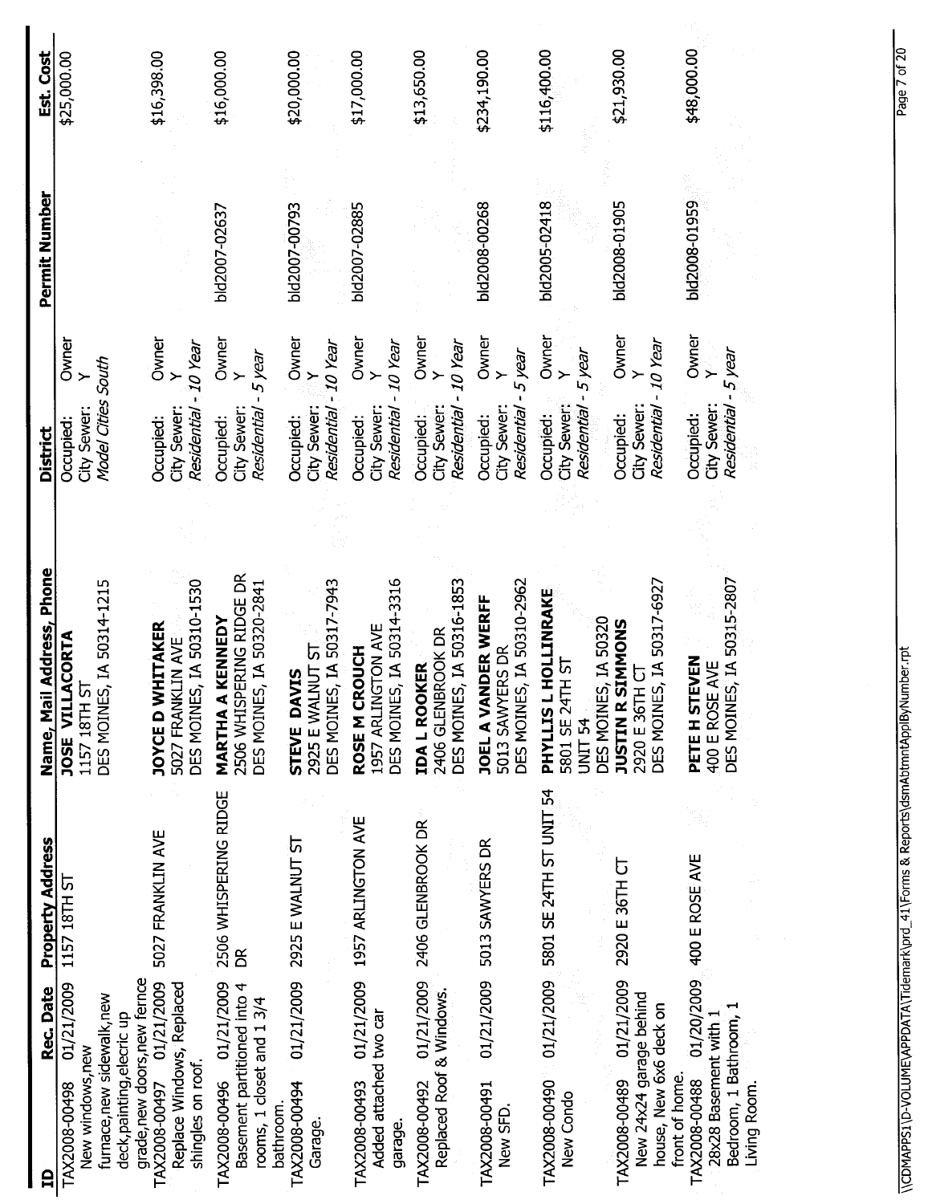| ID | Rec. Date | Property Address | Name, Mail Address, Phone | District | | Permit Number | Est. Cost |
|---|---|---|---|---|---|---|---|
| TAX2008-00498 New windows,new furnace,new sidewalk,new deck,painting,elecric up grade,new doors,new fence | 01/21/2009 | 1157 18TH ST | **JOSE VILLACORTA** 1157 18TH ST DES MOINES, IA 50314-1215 | Occupied: City Sewer: *Model Cities South* | Owner Y | | $25,000.00 |
| TAX2008-00497 Replace Windows, Replaced shingles on roof. | 01/21/2009 | 5027 FRANKLIN AVE | **JOYCE D WHITAKER** 5027 FRANKLIN AVE DES MOINES, IA 50310-1530 | Occupied: City Sewer: *Residential - 10 Year* | Owner Y | | $16,398.00 |
| TAX2008-00496 Basement partitioned into 4 rooms, 1 closet and 1 3/4 bathroom. | 01/21/2009 | 2506 WHISPERING RIDGE DR | **MARTHA A KENNEDY** 2506 WHISPERING RIDGE DR DES MOINES, IA 50320-2841 | Occupied: City Sewer: *Residential - 5 year* | Owner Y | bld2007-02637 | $16,000.00 |
| TAX2008-00494 Garage. | 01/21/2009 | 2925 E WALNUT ST | **STEVE DAVIS** 2925 E WALNUT ST DES MOINES, IA 50317-7943 | Occupied: City Sewer: *Residential - 10 Year* | Owner Y | bld2007-00793 | $20,000.00 |
| TAX2008-00493 Added attached two car garage. | 01/21/2009 | 1957 ARLINGTON AVE | **ROSE M CROUCH** 1957 ARLINGTON AVE DES MOINES, IA 50314-3316 | Occupied: City Sewer: *Residential - 10 Year* | Owner Y | bld2007-02885 | $17,000.00 |
| TAX2008-00492 Replaced Roof & Windows. | 01/21/2009 | 2406 GLENBROOK DR | **IDA L ROOKER** 2406 GLENBROOK DR DES MOINES, IA 50316-1853 | Occupied: City Sewer: *Residential - 10 Year* | Owner Y | | $13,650.00 |
| TAX2008-00491 New SFD. | 01/21/2009 | 5013 SAWYERS DR | **JOEL A VANDER WERFF** 5013 SAWYERS DR DES MOINES, IA 50310-2962 | Occupied: City Sewer: *Residential - 5 year* | Owner Y | bld2008-00268 | $234,190.00 |
| TAX2008-00490 New Condo | 01/21/2009 | 5801 SE 24TH ST UNIT 54 | **PHYLLIS L HOLLINRAKE** 5801 SE 24TH ST UNIT 54 DES MOINES, IA 50320 | Occupied: City Sewer: *Residential - 5 year* | Owner Y | bld2005-02418 | $116,400.00 |
| TAX2008-00489 New 24x24 garage behind house, New 6x6 deck on front of home. | 01/21/2009 | 2920 E 36TH CT | **JUSTIN R SIMMONS** 2920 E 36TH CT DES MOINES, IA 50317-6927 | Occupied: City Sewer: *Residential - 10 Year* | Owner Y | bld2008-01905 | $21,930.00 |
| TAX2008-00488 28x28 Basement with 1 Bedroom, 1 Bathroom, 1 Living Room. | 01/20/2009 | 400 E ROSE AVE | **PETE H STEVEN** 400 E ROSE AVE DES MOINES, IA 50315-2807 | Occupied: City Sewer: *Residential - 5 year* | Owner Y | bld2008-01959 | $48,000.00 |

\\CDMAPPS1\D-VOLUME\APPDATA\Tidemark\prd_41\Forms & Reports\dsmAbtmntApplByNumber.rpt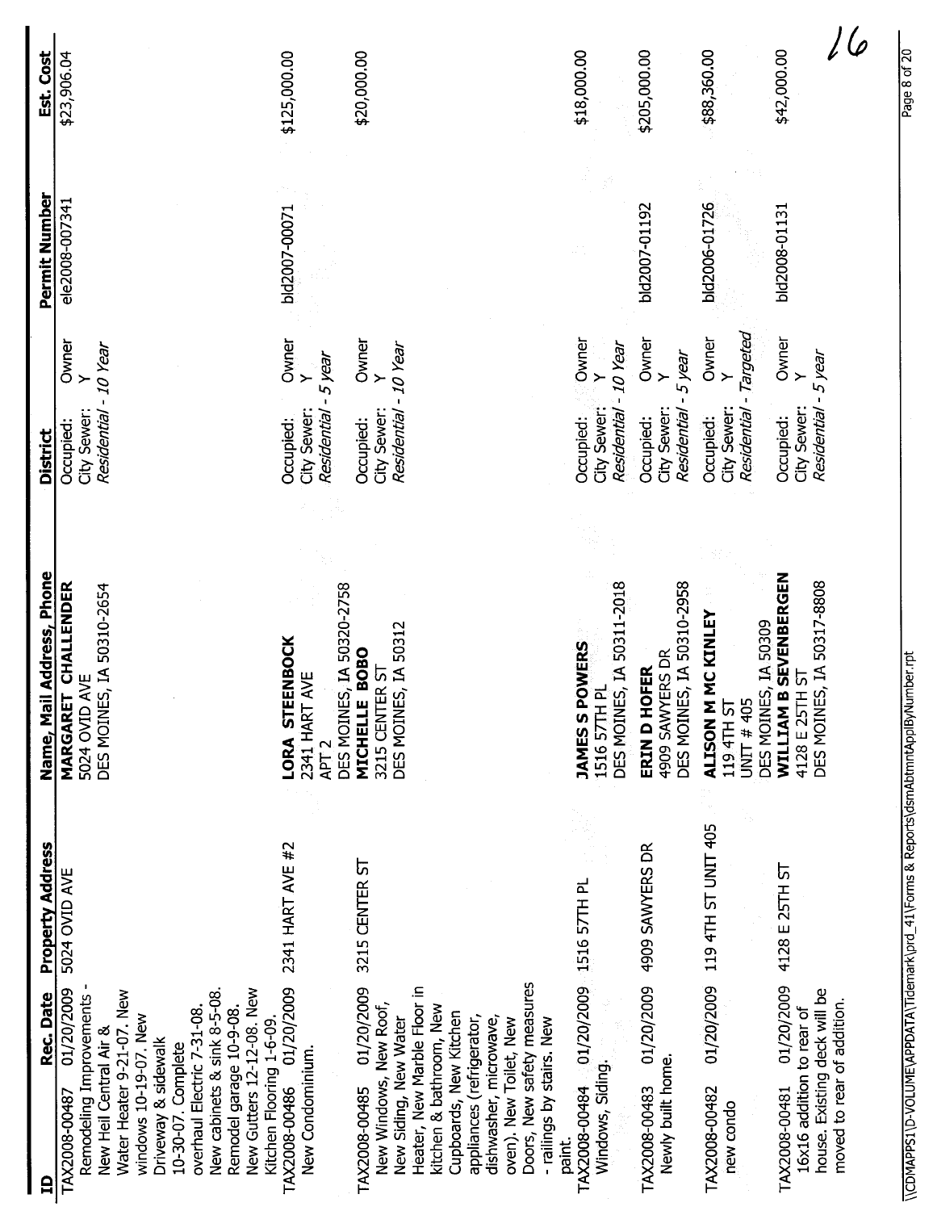| ID | Rec. Date | Property Address | Name, Mail Address, Phone | District | Permit Number | Est. Cost |
|---|---|---|---|---|---|---|
| TAX2008-00487 Remodeling Improvements - New Heil Central Air & Water Heater 9-21-07. New windows 10-19-07. New Driveway & sidewalk 10-30-07. Complete overhaul Electric 7-31-08. New cabinets & sink 8-5-08. Remodel garage 10-9-08. New Gutters 12-12-08. New Kitchen Flooring 1-6-09. | 01/20/2009 | 5024 OVID AVE | **MARGARET CHALLENDER** 5024 OVID AVE DES MOINES, IA 50310-2654 | Occupied: Owner City Sewer: Y *Residential - 10 Year* | ele2008-007341 | $23,906.04 |
| TAX2008-00486 New Condominium. | 01/20/2009 | 2341 HART AVE #2 | **LORA STEENBOCK** 2341 HART AVE APT 2 DES MOINES, IA 50320-2758 | Occupied: Owner City Sewer: Y *Residential - 5 year* | bld2007-00071 | $125,000.00 |
| TAX2008-00485 New Windows, New Roof, New Siding, New Water Heater, New Marble Floor in kitchen & bathroom, New Cupboards, New Kitchen appliances (refrigerator, dishwasher, microwave, oven). New Toilet, New Doors, New safety measures - railings by stairs. New paint. | 01/20/2009 | 3215 CENTER ST | **MICHELLE BOBO** 3215 CENTER ST DES MOINES, IA 50312 | Occupied: Owner City Sewer: Y *Residential - 10 Year* | | $20,000.00 |
| TAX2008-00484 Windows, Siding. | 01/20/2009 | 1516 57TH PL | **JAMES S POWERS** 1516 57TH PL DES MOINES, IA 50311-2018 | Occupied: Owner City Sewer: Y *Residential - 10 Year* | | $18,000.00 |
| TAX2008-00483 Newly built home. | 01/20/2009 | 4909 SAWYERS DR | **ERIN D HOFER** 4909 SAWYERS DR DES MOINES, IA 50310-2958 | Occupied: Owner City Sewer: Y *Residential - 5 year* | bld2007-01192 | $205,000.00 |
| TAX2008-00482 new condo | 01/20/2009 | 119 4TH ST UNIT 405 | **ALISON M MC KINLEY** 119 4TH ST UNIT # 405 DES MOINES, IA 50309 | Occupied: Owner City Sewer: Y *Residential - Targeted* | bld2006-01726 | $88,360.00 |
| TAX2008-00481 16x16 addition to rear of house. Existing deck will be moved to rear of addition. | 01/20/2009 | 4128 E 25TH ST | **WILLIAM B SEVENBERGEN** 4128 E 25TH ST DES MOINES, IA 50317-8808 | Occupied: Owner City Sewer: Y *Residential - 5 year* | bld2008-01131 | $42,000.00 |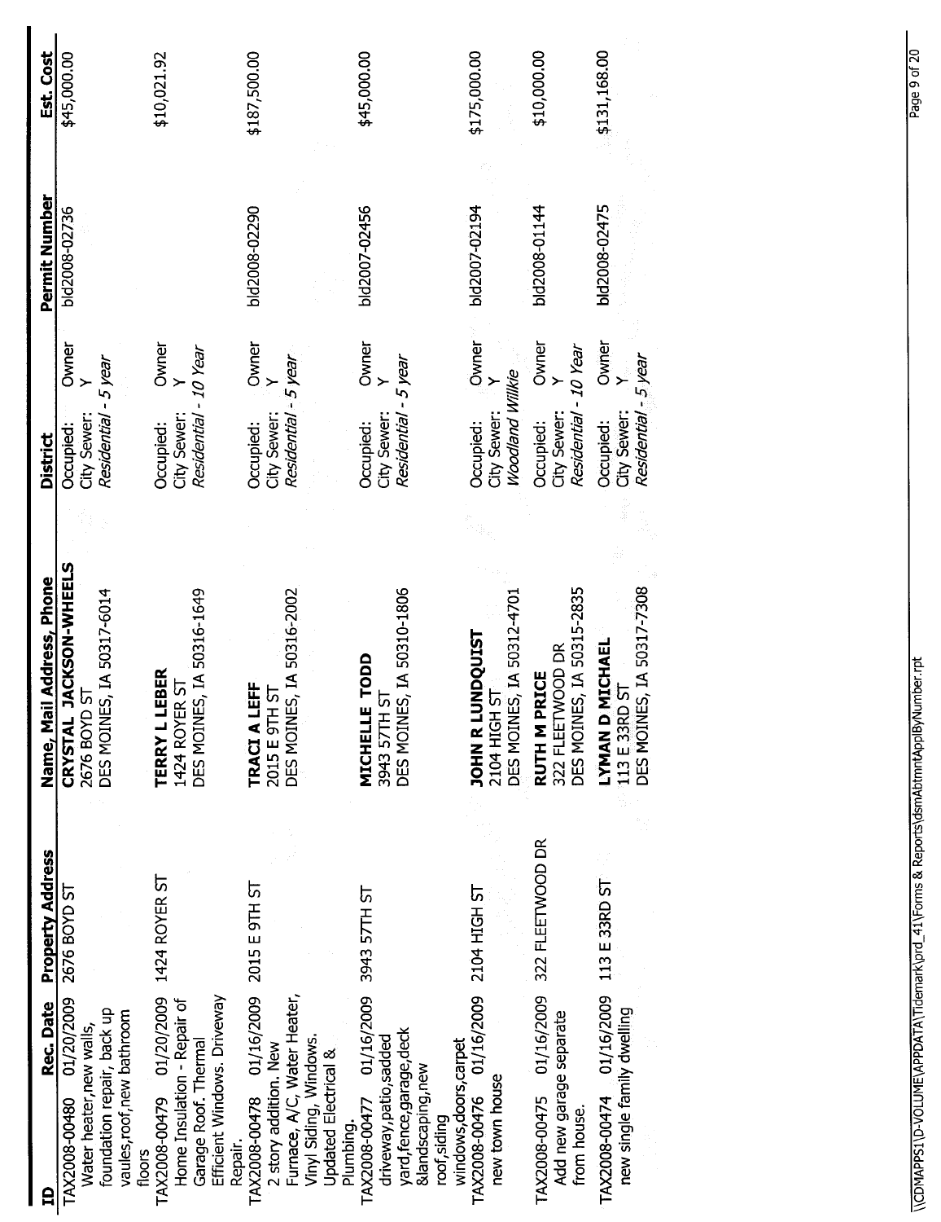| ID | Rec. Date | Property Address | Name, Mail Address, Phone | District | | Permit Number | Est. Cost |
|---|---|---|---|---|---|---|---|
| TAX2008-00480<br>Water heater,new walls, foundation repair, back up vaules,roof,new bathroom floors | 01/20/2009 | 2676 BOYD ST | **CRYSTAL JACKSON-WHEELS**<br>2676 BOYD ST<br>DES MOINES, IA 50317-6014 | Occupied:<br>City Sewer:<br>*Residential - 5 year* | Owner<br>Y | bld2008-02736 | $45,000.00 |
| TAX2008-00479<br>Home Insulation - Repair of Garage Roof. Thermal Efficient Windows. Driveway Repair. | 01/20/2009 | 1424 ROYER ST | **TERRY L LEBER**<br>1424 ROYER ST<br>DES MOINES, IA 50316-1649 | Occupied:<br>City Sewer:<br>*Residential - 10 Year* | Owner<br>Y | | $10,021.92 |
| TAX2008-00478<br>2 story addition. New Furnace, A/C, Water Heater, Vinyl Siding, Windows. Updated Electrical & Plumbing. | 01/16/2009 | 2015 E 9TH ST | **TRACI A LEFF**<br>2015 E 9TH ST<br>DES MOINES, IA 50316-2002 | Occupied:<br>City Sewer:<br>*Residential - 5 year* | Owner<br>Y | bld2008-02290 | $187,500.00 |
| TAX2008-00477<br>driveway,patio,sadded yard,fence,garage,deck &landscaping,new roof,siding windows,doors,carpet | 01/16/2009 | 3943 57TH ST | **MICHELLE TODD**<br>3943 57TH ST<br>DES MOINES, IA 50310-1806 | Occupied:<br>City Sewer:<br>*Residential - 5 year* | Owner<br>Y | bld2007-02456 | $45,000.00 |
| TAX2008-00476<br>new town house | 01/16/2009 | 2104 HIGH ST | **JOHN R LUNDQUIST**<br>2104 HIGH ST<br>DES MOINES, IA 50312-4701 | Occupied:<br>City Sewer:<br>*Woodland Willkie* | Owner<br>Y | bld2007-02194 | $175,000.00 |
| TAX2008-00475<br>Add new garage separate from house. | 01/16/2009 | 322 FLEETWOOD DR | **RUTH M PRICE**<br>322 FLEETWOOD DR<br>DES MOINES, IA 50315-2835 | Occupied:<br>City Sewer:<br>*Residential - 10 Year* | Owner<br>Y | bld2008-01144 | $10,000.00 |
| TAX2008-00474<br>new single family dwelling | 01/16/2009 | 113 E 33RD ST | **LYMAN D MICHAEL**<br>113 E 33RD ST<br>DES MOINES, IA 50317-7308 | Occupied:<br>City Sewer:<br>*Residential - 5 year* | Owner<br>Y | bld2008-02475 | $131,168.00 |

\\CDMAPPS1\D-VOLUME\APPDATA\Tidemark\prd_41\Forms & Reports\dsmAbtmntApplByNumber.rpt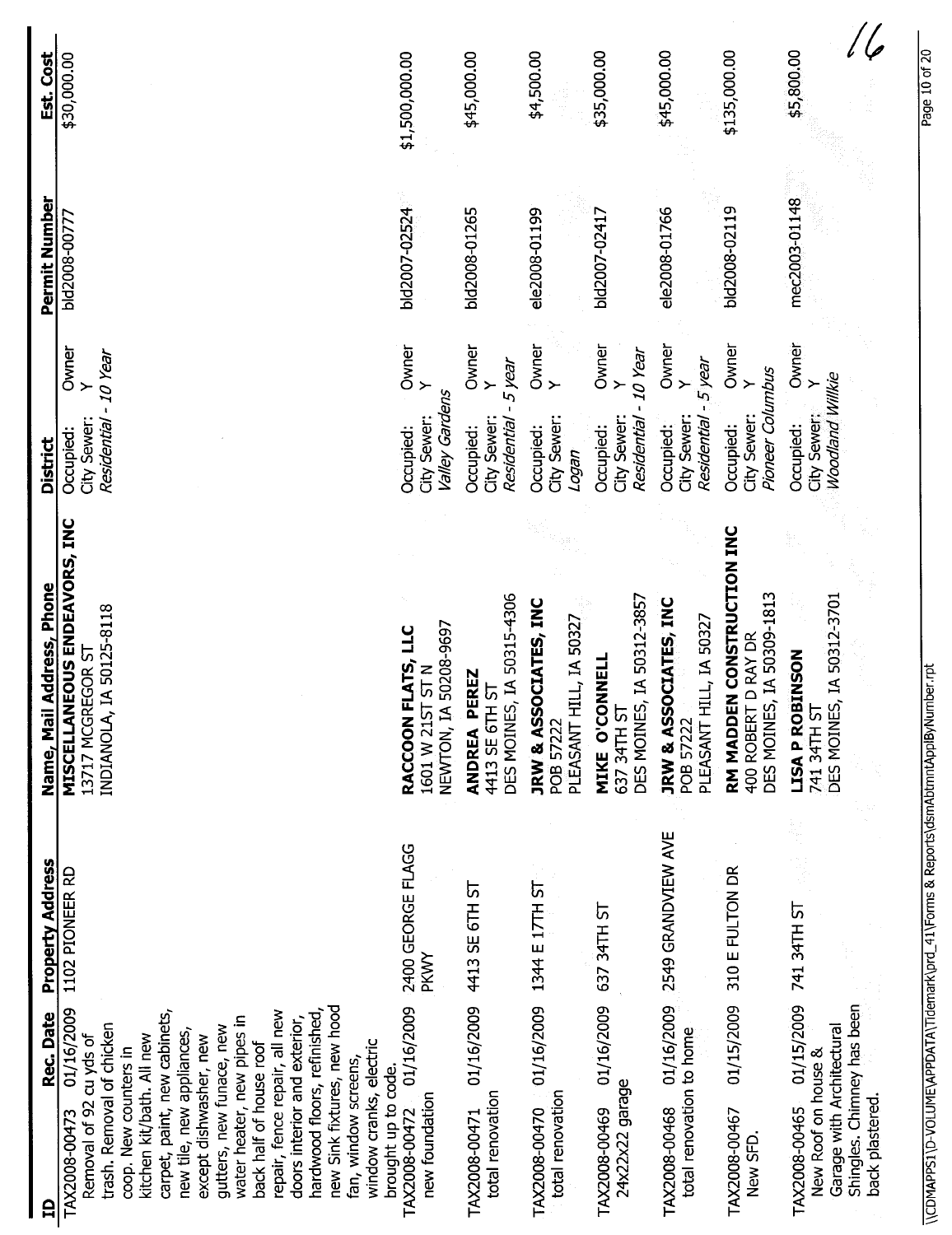| ID | Rec. Date | Property Address | Name, Mail Address, Phone | District | | Permit Number | Est. Cost |
|---|---|---|---|---|---|---|---|
| TAX2008-00473 Removal of 92 cu yds of trash. Removal of chicken coop. New counters in kitchen kit/bath. All new carpet, paint, new cabinets, new tile, new appliances, except dishwasher, new gutters, new funace, new water heater, new pipes in back half of house roof repair, fence repair, all new doors interior and exterior, hardwood floors, refinished, new Sink fixtures, new hood fan, window screens, window cranks, electric brought up to code. | 01/16/2009 | 1102 PIONEER RD | **MISCELLANEOUS ENDEAVORS, INC** 13717 MCGREGOR ST INDIANOLA, IA 50125-8118 | Occupied: City Sewer: Y *Residential - 10 Year* | Owner | bld2008-00777 | $30,000.00 |
| TAX2008-00472 new foundation | 01/16/2009 | 2400 GEORGE FLAGG PKWY | **RACCOON FLATS, LLC** 1601 W 21ST ST N NEWTON, IA 50208-9697 | Occupied: City Sewer: Y *Valley Gardens* | Owner | bld2007-02524 | $1,500,000.00 |
| TAX2008-00471 total renovation | 01/16/2009 | 4413 SE 6TH ST | **ANDREA PEREZ** 4413 SE 6TH ST DES MOINES, IA 50315-4306 | Occupied: City Sewer: Y *Residential - 5 year* | Owner | bld2008-01265 | $45,000.00 |
| TAX2008-00470 total renovation | 01/16/2009 | 1344 E 17TH ST | **JRW & ASSOCIATES, INC** POB 57222 PLEASANT HILL, IA 50327 | Occupied: City Sewer: Y *Logan* | Owner | ele2008-01199 | $4,500.00 |
| TAX2008-00469 24x22x22 garage | 01/16/2009 | 637 34TH ST | **MIKE O'CONNELL** 637 34TH ST DES MOINES, IA 50312-3857 | Occupied: City Sewer: Y *Residential - 10 Year* | Owner | bld2007-02417 | $35,000.00 |
| TAX2008-00468 total renovation to home | 01/16/2009 | 2549 GRANDVIEW AVE | **JRW & ASSOCIATES, INC** POB 57222 PLEASANT HILL, IA 50327 | Occupied: City Sewer: Y *Residential - 5 year* | Owner | ele2008-01766 | $45,000.00 |
| TAX2008-00467 New SFD. | 01/15/2009 | 310 E FULTON DR | **RM MADDEN CONSTRUCTION INC** 400 ROBERT D RAY DR DES MOINES, IA 50309-1813 | Occupied: City Sewer: Y *Pioneer Columbus* | Owner | bld2008-02119 | $135,000.00 |
| TAX2008-00465 New Roof on house & Garage with Architectural Shingles. Chimney has been back plastered. | 01/15/2009 | 741 34TH ST | **LISA P ROBINSON** 741 34TH ST DES MOINES, IA 50312-3701 | Occupied: City Sewer: Y *Woodland Willkie* | Owner | mec2003-01148 | $5,800.00 |

16

\\CDMAPPS1\D-VOLUME\APPDATA\Tidemark\prd_41\Forms & Reports\dsmAbtmntApplByNumber.rpt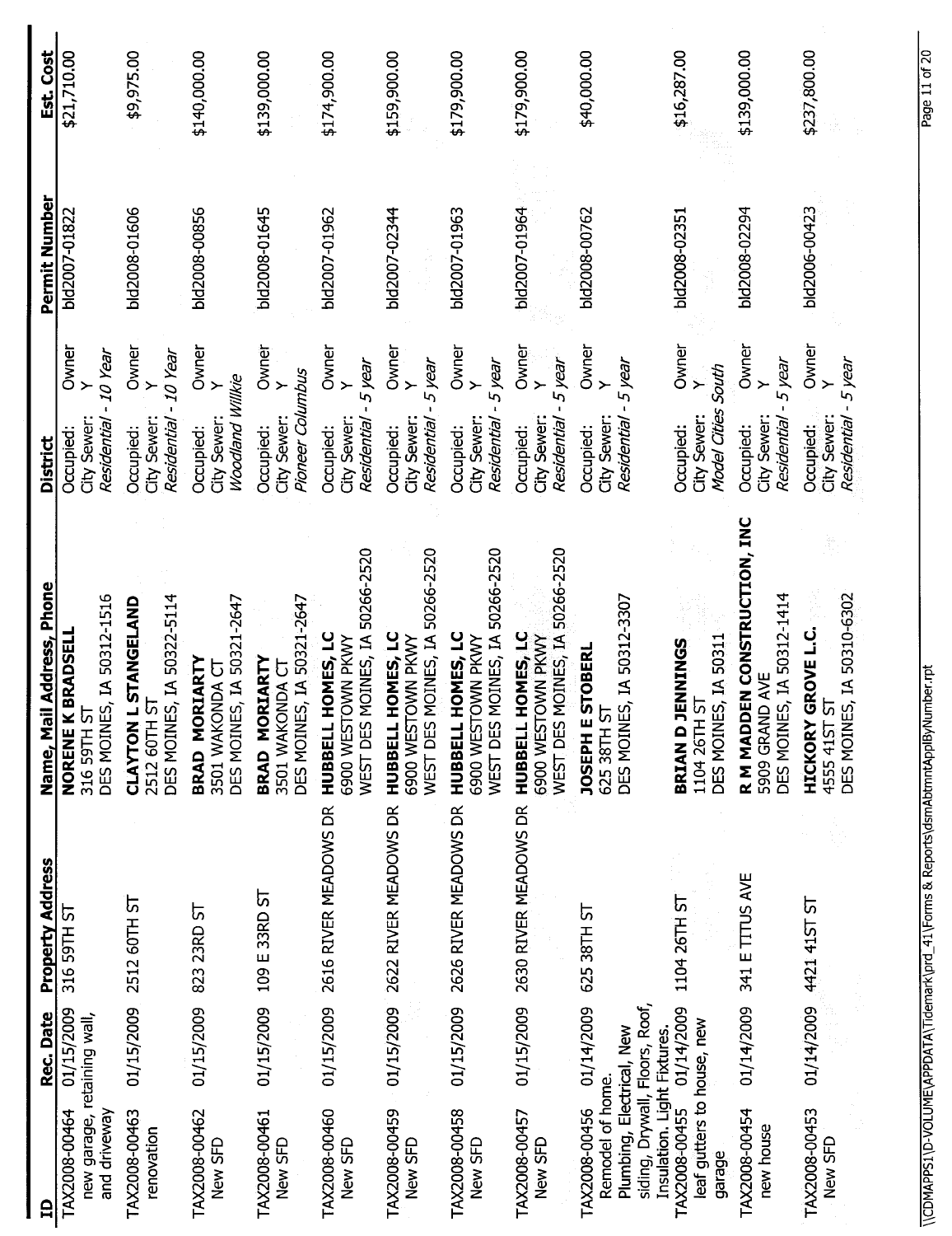| ID | Rec. Date | Property Address | Name, Mail Address, Phone | District | | Permit Number | Est. Cost |
|---|---|---|---|---|---|---|---|
| TAX2008-00464<br>new garage, retaining wall, and driveway | 01/15/2009 | 316 59TH ST | **NORENE K BRADSELL**<br>316 59TH ST<br>DES MOINES, IA 50312-1516 | Occupied: Owner<br>City Sewer: Y<br>*Residential - 10 Year* | | bld2007-01822 | $21,710.00 |
| TAX2008-00463<br>renovation | 01/15/2009 | 2512 60TH ST | **CLAYTON L STANGELAND**<br>2512 60TH ST<br>DES MOINES, IA 50322-5114 | Occupied: Owner<br>City Sewer: Y<br>*Residential - 10 Year* | | bld2008-01606 | $9,975.00 |
| TAX2008-00462<br>New SFD | 01/15/2009 | 823 23RD ST | **BRAD MORIARTY**<br>3501 WAKONDA CT<br>DES MOINES, IA 50321-2647 | Occupied: Owner<br>City Sewer: Y<br>*Woodland Willkie* | | bld2008-00856 | $140,000.00 |
| TAX2008-00461<br>New SFD | 01/15/2009 | 109 E 33RD ST | **BRAD MORIARTY**<br>3501 WAKONDA CT<br>DES MOINES, IA 50321-2647 | Occupied: Owner<br>City Sewer: Y<br>*Pioneer Columbus* | | bld2008-01645 | $139,000.00 |
| TAX2008-00460<br>New SFD | 01/15/2009 | 2616 RIVER MEADOWS DR | **HUBBELL HOMES, LC**<br>6900 WESTOWN PKWY<br>WEST DES MOINES, IA 50266-2520 | Occupied: Owner<br>City Sewer: Y<br>*Residential - 5 year* | | bld2007-01962 | $174,900.00 |
| TAX2008-00459<br>New SFD | 01/15/2009 | 2622 RIVER MEADOWS DR | **HUBBELL HOMES, LC**<br>6900 WESTOWN PKWY<br>WEST DES MOINES, IA 50266-2520 | Occupied: Owner<br>City Sewer: Y<br>*Residential - 5 year* | | bld2007-02344 | $159,900.00 |
| TAX2008-00458<br>New SFD | 01/15/2009 | 2626 RIVER MEADOWS DR | **HUBBELL HOMES, LC**<br>6900 WESTOWN PKWY<br>WEST DES MOINES, IA 50266-2520 | Occupied: Owner<br>City Sewer: Y<br>*Residential - 5 year* | | bld2007-01963 | $179,900.00 |
| TAX2008-00457<br>New SFD | 01/15/2009 | 2630 RIVER MEADOWS DR | **HUBBELL HOMES, LC**<br>6900 WESTOWN PKWY<br>WEST DES MOINES, IA 50266-2520 | Occupied: Owner<br>City Sewer: Y<br>*Residential - 5 year* | | bld2007-01964 | $179,900.00 |
| TAX2008-00456<br>Remodel of home. Plumbing, Electrical, New siding, Drywall, Floors, Roof, Insulation, Light Fixtures. | 01/14/2009 | 625 38TH ST | **JOSEPH E STOBERL**<br>625 38TH ST<br>DES MOINES, IA 50312-3307 | Occupied: Owner<br>City Sewer: Y<br>*Residential - 5 year* | | bld2008-00762 | $40,000.00 |
| TAX2008-00455<br>leaf gutters to house, new garage | 01/14/2009 | 1104 26TH ST | **BRIAN D JENNINGS**<br>1104 26TH ST<br>DES MOINES, IA 50311 | Occupied: Owner<br>City Sewer: Y<br>*Model Cities South* | | bld2008-02351 | $16,287.00 |
| TAX2008-00454<br>new house | 01/14/2009 | 341 E TITUS AVE | **R M MADDEN CONSTRUCTION, INC**<br>5909 GRAND AVE<br>DES MOINES, IA 50312-1414 | Occupied: Owner<br>City Sewer: Y<br>*Residential - 5 year* | | bld2008-02294 | $139,000.00 |
| TAX2008-00453<br>New SFD | 01/14/2009 | 4421 41ST ST | **HICKORY GROVE L.C.**<br>4555 41ST ST<br>DES MOINES, IA 50310-6302 | Occupied: Owner<br>City Sewer: Y<br>*Residential - 5 year* | | bld2006-00423 | $237,800.00 |

\\CDMAPPS1\D-VOLUME\APPDATA\Tidemark\prd_41\Forms & Reports\dsmAbtmntApplByNumber.rpt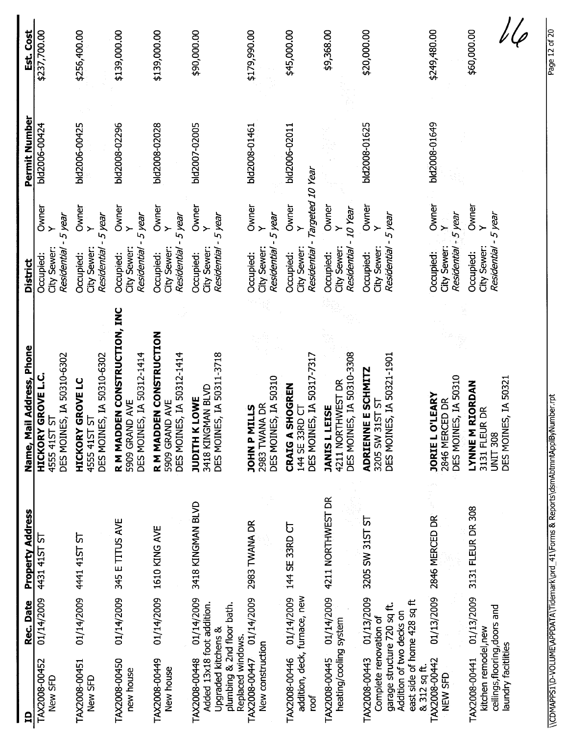| ID | Rec. Date | Property Address | Name, Mail Address, Phone | District | Permit Number | Est. Cost |
|---|---|---|---|---|---|---|
| TAX2008-00452 New SFD | 01/14/2009 | 4431 41ST ST | **HICKORY GROVE L.C.** 4555 41ST ST DES MOINES, IA 50310-6302 | Occupied: Owner City Sewer: Y *Residential - 5 year* | bld2006-00424 | $237,700.00 |
| TAX2008-00451 New SFD | 01/14/2009 | 4441 41ST ST | **HICKORY GROVE LC** 4555 41ST ST DES MOINES, IA 50310-6302 | Occupied: Owner City Sewer: Y *Residential - 5 year* | bld2006-00425 | $256,400.00 |
| TAX2008-00450 new house | 01/14/2009 | 345 E TITUS AVE | **R M MADDEN CONSTRUCTION, INC** 5909 GRAND AVE DES MOINES, IA 50312-1414 | Occupied: Owner City Sewer: Y *Residential - 5 year* | bld2008-02296 | $139,000.00 |
| TAX2008-00449 New house | 01/14/2009 | 1610 KING AVE | **R M MADDEN CONSTRUCTION** 5909 GRAND AVE DES MOINES, IA 50312-1414 | Occupied: Owner City Sewer: Y *Residential - 5 year* | bld2008-02028 | $139,000.00 |
| TAX2008-00448 Added 13x18 foot addition. Upgraded kitchens & plumbing & 2nd floor bath. Replaced windows. | 01/14/2009 | 3418 KINGMAN BLVD | **JUDITH K LOWE** 3418 KINGMAN BLVD DES MOINES, IA 50311-3718 | Occupied: Owner City Sewer: Y *Residential - 5 year* | bld2007-02005 | $90,000.00 |
| TAX2008-00447 New construction | 01/14/2009 | 2983 TWANA DR | **JOHN P MILLS** 2983 TWANA DR DES MOINES, IA 50310 | Occupied: Owner City Sewer: Y *Residential - 5 year* | bld2008-01461 | $179,990.00 |
| TAX2008-00446 addition, deck, furnace, new roof | 01/14/2009 | 144 SE 33RD CT | **CRAIG A SHOGREN** 144 SE 33RD CT DES MOINES, IA 50317-7317 | Occupied: Owner City Sewer: Y *Residential - Targeted 10 Year* | bld2006-02011 | $45,000.00 |
| TAX2008-00445 heating/cooling system | 01/14/2009 | 4211 NORTHWEST DR | **JANIS L LEISE** 4211 NORTHWEST DR DES MOINES, IA 50310-3308 | Occupied: Owner City Sewer: Y *Residential - 10 Year* | | $9,368.00 |
| TAX2008-00443 Complete renovation of garage structure 720 sq ft. Addition of two decks on east side of home 428 sq ft & 312 sq ft. | 01/13/2009 | 3205 SW 31ST ST | **ADRIENNE E SCHMITZ** 3205 SW 31ST ST DES MOINES, IA 50321-1901 | Occupied: Owner City Sewer: Y *Residential - 5 year* | bld2008-01625 | $20,000.00 |
| TAX2008-00442 NEW SFD | 01/13/2009 | 2846 MERCED DR | **JORIE L O'LEARY** 2846 MERCED DR DES MOINES, IA 50310 | Occupied: Owner City Sewer: Y *Residential - 5 year* | bld2008-01649 | $249,480.00 |
| TAX2008-00441 kitchen remodel,new ceilings,flooring,doors and laundry facitlities | 01/13/2009 | 3131 FLEUR DR 308 | **LYNNE M RIORDAN** 3131 FLEUR DR UNIT 308 DES MOINES, IA 50321 | Occupied: Owner City Sewer: Y *Residential - 5 year* | | $60,000.00 |

16

\\CDMAPPS1\D-VOLUME\APPDATA\Tidemark\prd_41\Forms & Reports\dsmAbtmntApplByNumber.rpt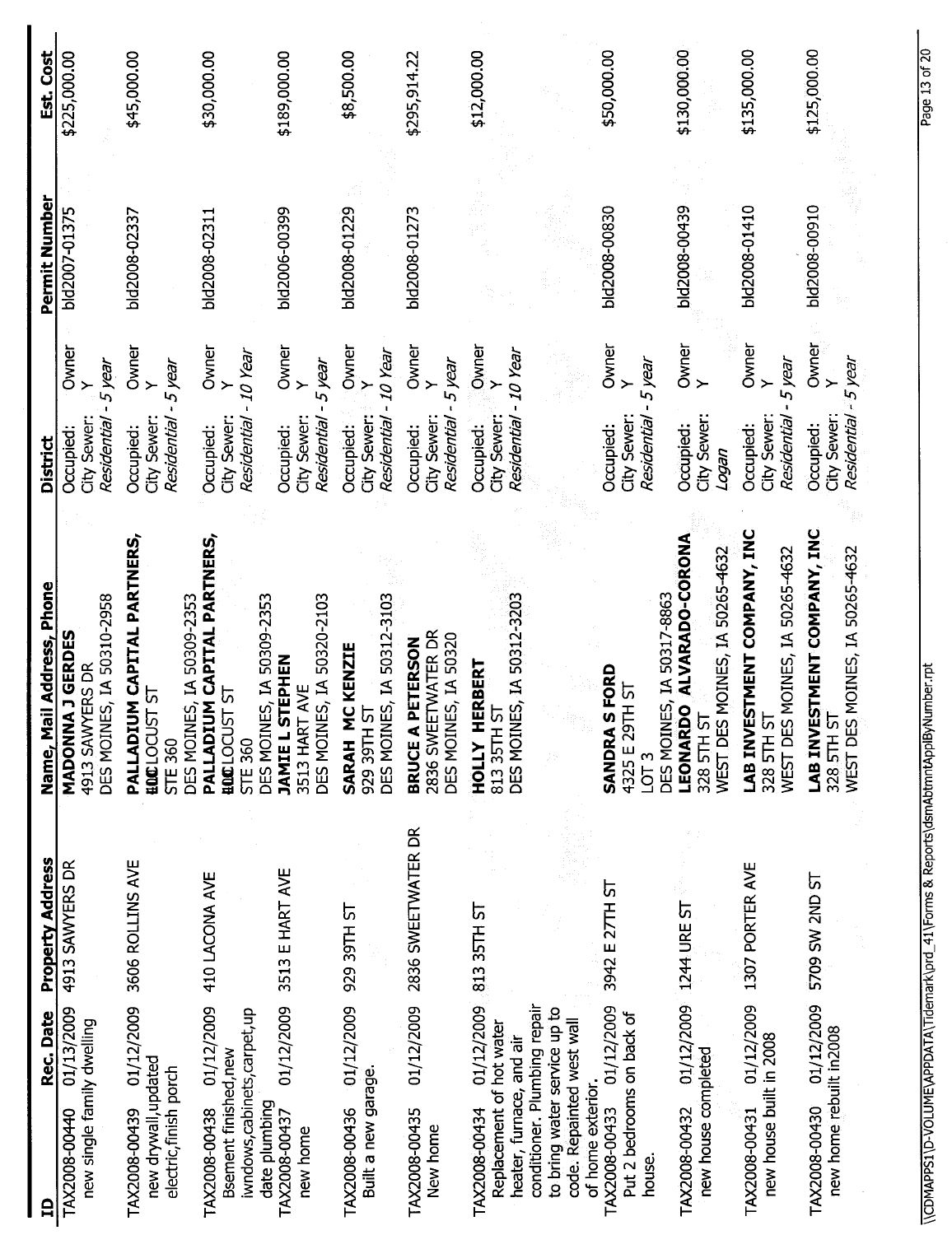| ID | Rec. Date | Property Address | Name, Mail Address, Phone | District | | Permit Number | Est. Cost |
|---|---|---|---|---|---|---|---|
| TAX2008-00440 new single family dwelling | 01/13/2009 | 4913 SAWYERS DR | **MADONNA J GERDES** 4913 SAWYERS DR DES MOINES, IA 50310-2958 | Occupied: City Sewer: *Residential - 5 year* | Owner Y | bld2007-01375 | $225,000.00 |
| TAX2008-00439 new drywall,updated electric,finish porch | 01/12/2009 | 3606 ROLLINS AVE | **PALLADIUM CAPITAL PARTNERS, LLC** 400 LOCUST ST STE 360 DES MOINES, IA 50309-2353 | Occupied: City Sewer: *Residential - 5 year* | Owner Y | bld2008-02337 | $45,000.00 |
| TAX2008-00438 Bsement finished,new iwndows,cabinets,carpet,up date plumbing | 01/12/2009 | 410 LACONA AVE | **PALLADIUM CAPITAL PARTNERS, LLC** 400 LOCUST ST STE 360 DES MOINES, IA 50309-2353 | Occupied: City Sewer: *Residential - 10 Year* | Owner Y | bld2008-02311 | $30,000.00 |
| TAX2008-00437 new home | 01/12/2009 | 3513 E HART AVE | **JAMIE L STEPHEN** 3513 HART AVE DES MOINES, IA 50320-2103 | Occupied: City Sewer: *Residential - 5 year* | Owner Y | bld2006-00399 | $189,000.00 |
| TAX2008-00436 Built a new garage. | 01/12/2009 | 929 39TH ST | **SARAH MC KENZIE** 929 39TH ST DES MOINES, IA 50312-3103 | Occupied: City Sewer: *Residential - 10 Year* | Owner Y | bld2008-01229 | $8,500.00 |
| TAX2008-00435 New home | 01/12/2009 | 2836 SWEETWATER DR | **BRUCE A PETERSON** 2836 SWEETWATER DR DES MOINES, IA 50320 | Occupied: City Sewer: *Residential - 5 year* | Owner Y | bld2008-01273 | $295,914.22 |
| TAX2008-00434 Replacement of hot water heater, furnace, and air conditioner. Plumbing repair to bring water service up to code. Repainted west wall of home exterior. | 01/12/2009 | 813 35TH ST | **HOLLY HERBERT** 813 35TH ST DES MOINES, IA 50312-3203 | Occupied: City Sewer: *Residential - 10 Year* | Owner Y | | $12,000.00 |
| TAX2008-00433 Put 2 bedrooms on back of house. | 01/12/2009 | 3942 E 27TH ST | **SANDRA S FORD** 4325 E 29TH ST LOT 3 DES MOINES, IA 50317-8863 | Occupied: City Sewer: *Residential - 5 year* | Owner Y | bld2008-00830 | $50,000.00 |
| TAX2008-00432 new house completed | 01/12/2009 | 1244 URE ST | **LEONARDO ALVARADO-CORONA** 328 5TH ST WEST DES MOINES, IA 50265-4632 | Occupied: City Sewer: *Logan* | Owner Y | bld2008-00439 | $130,000.00 |
| TAX2008-00431 new house built in 2008 | 01/12/2009 | 1307 PORTER AVE | **LAB INVESTMENT COMPANY, INC** 328 5TH ST WEST DES MOINES, IA 50265-4632 | Occupied: City Sewer: *Residential - 5 year* | Owner Y | bld2008-01410 | $135,000.00 |
| TAX2008-00430 new home rebuilt in2008 | 01/12/2009 | 5709 SW 2ND ST | **LAB INVESTMENT COMPANY, INC** 328 5TH ST WEST DES MOINES, IA 50265-4632 | Occupied: City Sewer: *Residential - 5 year* | Owner Y | bld2008-00910 | $125,000.00 |

\\CDMAPPS1\D-VOLUME\APPDATA\Tidemark\prd_41\Forms & Reports\dsmAbtmntApplByNumber.rpt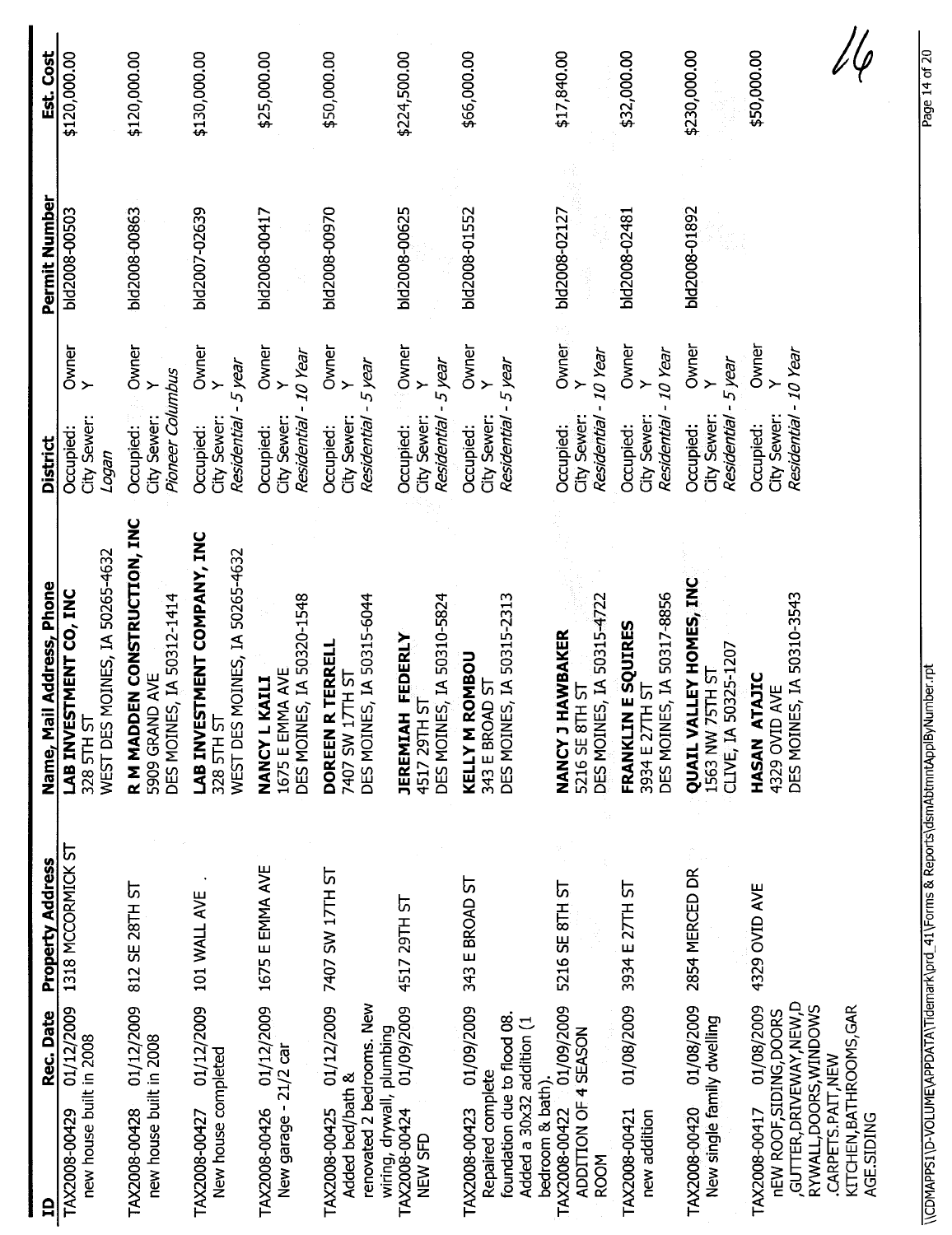| ID | Rec. Date | Property Address | Name, Mail Address, Phone | District | | Permit Number | Est. Cost |
|---|---|---|---|---|---|---|---|
| TAX2008-00429 new house built in 2008 | 01/12/2009 | 1318 MCCORMICK ST | **LAB INVESTMENT CO, INC** 328 5TH ST WEST DES MOINES, IA 50265-4632 | Occupied: City Sewer: *Logan* | Owner Y | bld2008-00503 | $120,000.00 |
| TAX2008-00428 new house built in 2008 | 01/12/2009 | 812 SE 28TH ST | **R M MADDEN CONSTRUCTION, INC** 5909 GRAND AVE DES MOINES, IA 50312-1414 | Occupied: City Sewer: *Pioneer Columbus* | Owner Y | bld2008-00863 | $120,000.00 |
| TAX2008-00427 New house completed | 01/12/2009 | 101 WALL AVE . | **LAB INVESTMENT COMPANY, INC** 328 5TH ST WEST DES MOINES, IA 50265-4632 | Occupied: City Sewer: *Residential - 5 year* | Owner Y | bld2007-02639 | $130,000.00 |
| TAX2008-00426 New garage - 21/2 car | 01/12/2009 | 1675 E EMMA AVE | **NANCY L KAILI** 1675 E EMMA AVE DES MOINES, IA 50320-1548 | Occupied: City Sewer: *Residential - 10 Year* | Owner Y | bld2008-00417 | $25,000.00 |
| TAX2008-00425 Added bed/bath & renovated 2 bedrooms. New wiring, drywall, plumbing | 01/12/2009 | 7407 SW 17TH ST | **DOREEN R TERRELL** 7407 SW 17TH ST DES MOINES, IA 50315-6044 | Occupied: City Sewer: *Residential - 5 year* | Owner Y | bld2008-00970 | $50,000.00 |
| TAX2008-00424 NEW SFD | 01/09/2009 | 4517 29TH ST | **JEREMIAH FEDERLY** 4517 29TH ST DES MOINES, IA 50310-5824 | Occupied: City Sewer: *Residential - 5 year* | Owner Y | bld2008-00625 | $224,500.00 |
| TAX2008-00423 Repaired complete foundation due to flood 08. Added a 30x32 addition (1 bedroom & bath). | 01/09/2009 | 343 E BROAD ST | **KELLY M ROMBOU** 343 E BROAD ST DES MOINES, IA 50315-2313 | Occupied: City Sewer: *Residential - 5 year* | Owner Y | bld2008-01552 | $66,000.00 |
| TAX2008-00422 ADDITION OF 4 SEASON ROOM | 01/09/2009 | 5216 SE 8TH ST | **NANCY J HAWBAKER** 5216 SE 8TH ST DES MOINES, IA 50315-4722 | Occupied: City Sewer: *Residential - 10 Year* | Owner Y | bld2008-02127 | $17,840.00 |
| TAX2008-00421 new addition | 01/08/2009 | 3934 E 27TH ST | **FRANKLIN E SQUIRES** 3934 E 27TH ST DES MOINES, IA 50317-8856 | Occupied: City Sewer: *Residential - 10 Year* | Owner Y | bld2008-02481 | $32,000.00 |
| TAX2008-00420 New single family dwelling | 01/08/2009 | 2854 MERCED DR | **QUAIL VALLEY HOMES, INC** 1563 NW 75TH ST CLIVE, IA 50325-1207 | Occupied: City Sewer: *Residential - 5 year* | Owner Y | bld2008-01892 | $230,000.00 |
| TAX2008-00417 nEW ROOF,SIDING,DOORS ,GUTTER,DRIVEWAY,NEW,D RYWALL,DOORS,WINDOWS .CARPETS.PAIT,NEW KITCHEN,BATHROOMS,GAR AGE.SIDING | 01/08/2009 | 4329 OVID AVE | **HASAN ATAJIC** 4329 OVID AVE DES MOINES, IA 50310-3543 | Occupied: City Sewer: *Residential - 10 Year* | Owner Y | | $50,000.00 |

16

\\CDMAPPS1\D-VOLUME\APPDATA\Tidemark\prd_41\Forms & Reports\dsmAbtmntApplBy\Number.rpt